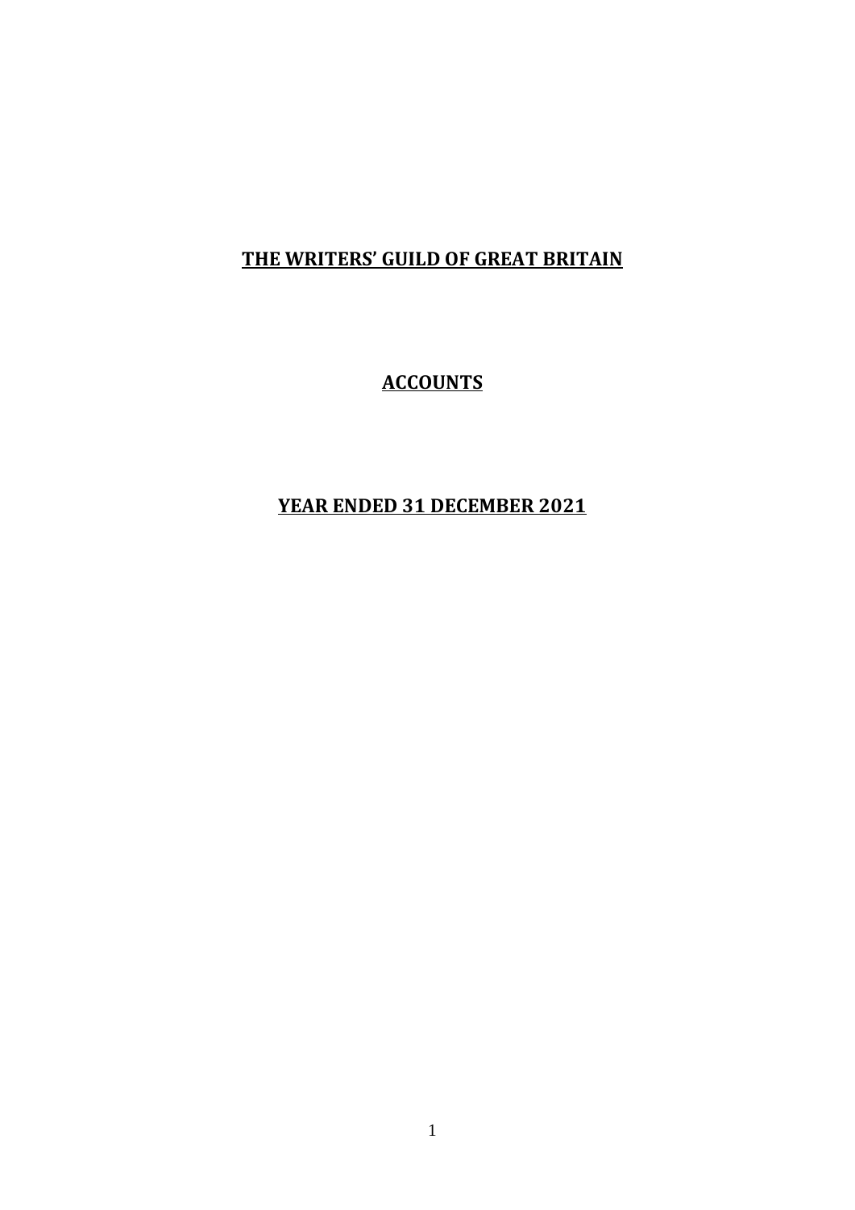# THE WRITERS' GUILD OF GREAT BRITAIN

## ACCOUNTS

## YEAR ENDED 31 DECEMBER 2021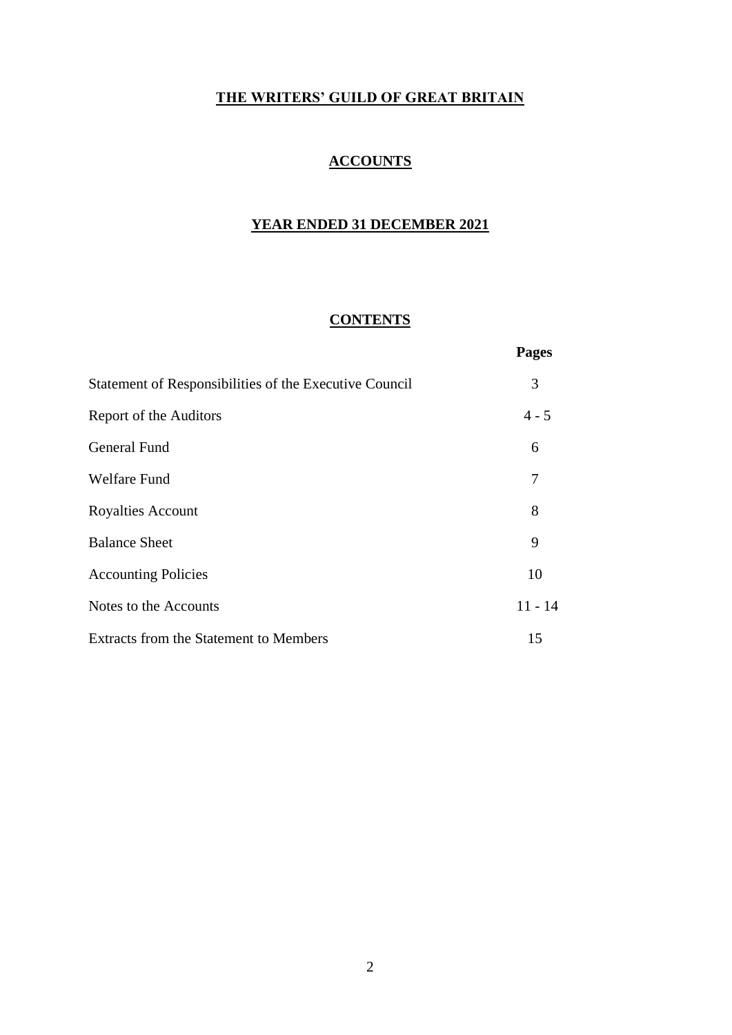# THE WRITERS' GUILD OF GREAT BRITAIN

## ACCOUNTS

## YEAR ENDED 31 DECEMBER 2021

## CONTENTS

| | Pages |
|---|---|
| Statement of Responsibilities of the Executive Council | 3 |
| Report of the Auditors | 4 - 5 |
| General Fund | 6 |
| Welfare Fund | 7 |
| Royalties Account | 8 |
| Balance Sheet | 9 |
| Accounting Policies | 10 |
| Notes to the Accounts | 11 - 14 |
| Extracts from the Statement to Members | 15 |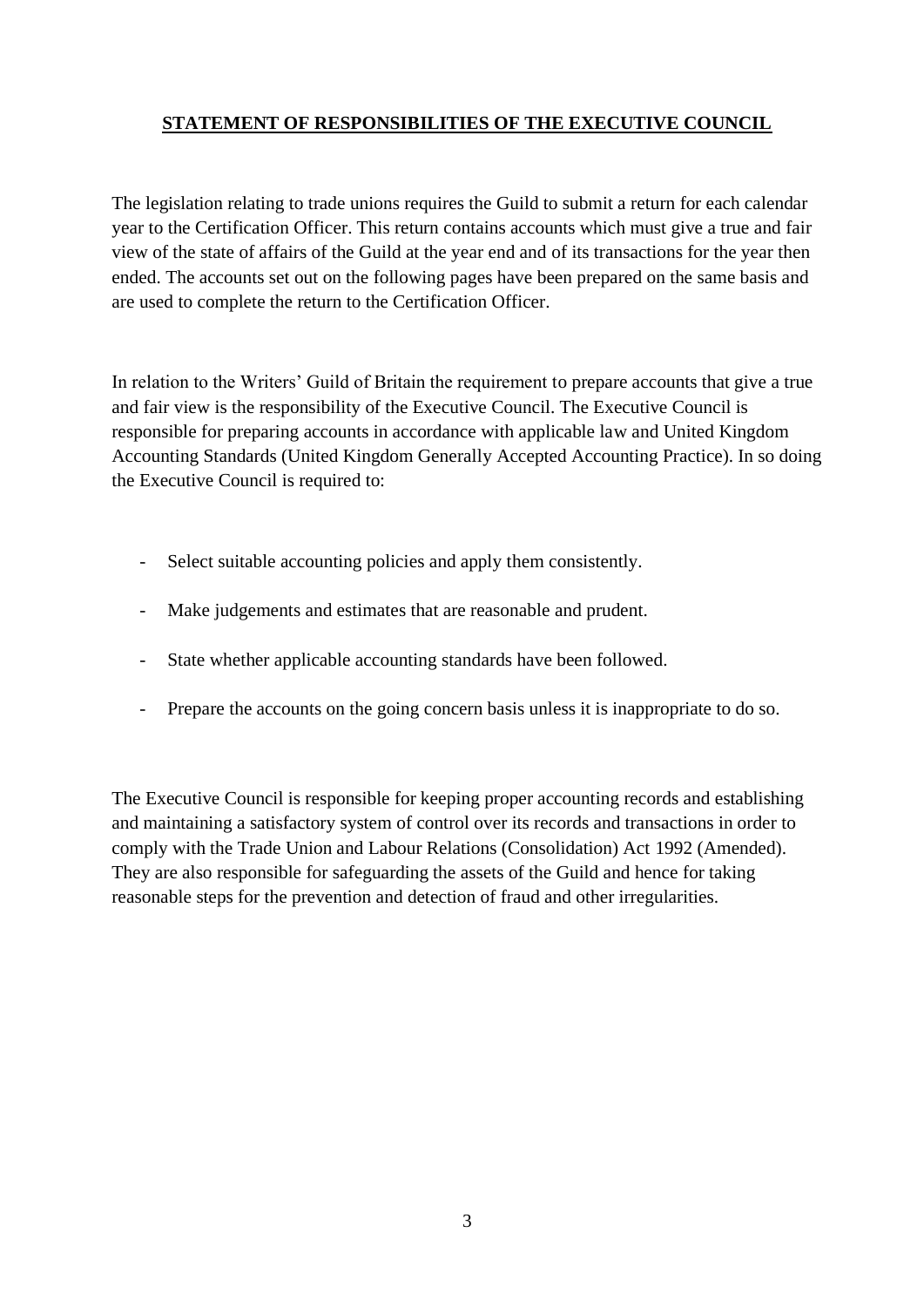## STATEMENT OF RESPONSIBILITIES OF THE EXECUTIVE COUNCIL

The legislation relating to trade unions requires the Guild to submit a return for each calendar year to the Certification Officer. This return contains accounts which must give a true and fair view of the state of affairs of the Guild at the year end and of its transactions for the year then ended. The accounts set out on the following pages have been prepared on the same basis and are used to complete the return to the Certification Officer.

In relation to the Writers' Guild of Britain the requirement to prepare accounts that give a true and fair view is the responsibility of the Executive Council. The Executive Council is responsible for preparing accounts in accordance with applicable law and United Kingdom Accounting Standards (United Kingdom Generally Accepted Accounting Practice). In so doing the Executive Council is required to:

- Select suitable accounting policies and apply them consistently.
- Make judgements and estimates that are reasonable and prudent.
- State whether applicable accounting standards have been followed.
- Prepare the accounts on the going concern basis unless it is inappropriate to do so.

The Executive Council is responsible for keeping proper accounting records and establishing and maintaining a satisfactory system of control over its records and transactions in order to comply with the Trade Union and Labour Relations (Consolidation) Act 1992 (Amended). They are also responsible for safeguarding the assets of the Guild and hence for taking reasonable steps for the prevention and detection of fraud and other irregularities.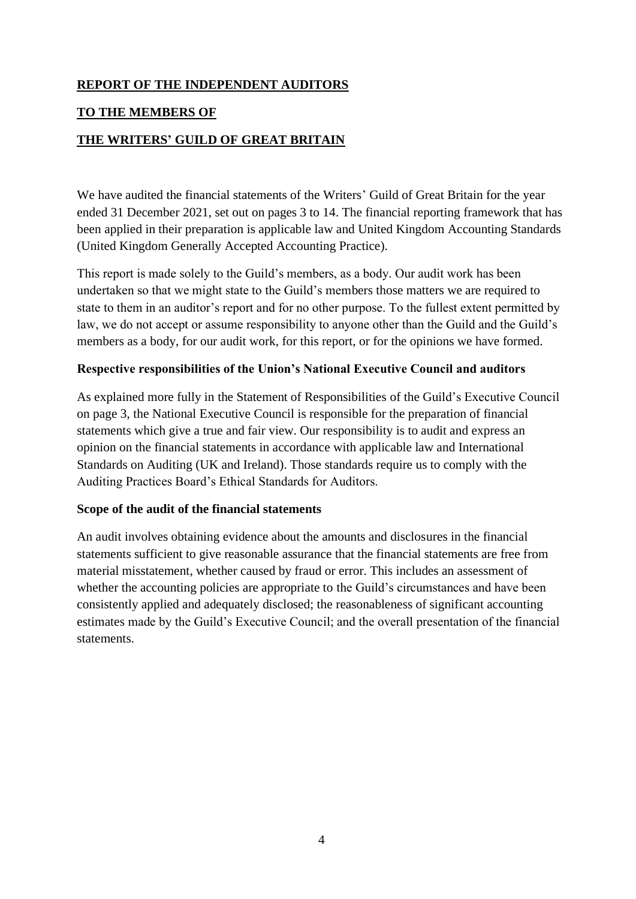**REPORT OF THE INDEPENDENT AUDITORS**

**TO THE MEMBERS OF**

**THE WRITERS' GUILD OF GREAT BRITAIN**

We have audited the financial statements of the Writers' Guild of Great Britain for the year ended 31 December 2021, set out on pages 3 to 14. The financial reporting framework that has been applied in their preparation is applicable law and United Kingdom Accounting Standards (United Kingdom Generally Accepted Accounting Practice).

This report is made solely to the Guild's members, as a body. Our audit work has been undertaken so that we might state to the Guild's members those matters we are required to state to them in an auditor's report and for no other purpose. To the fullest extent permitted by law, we do not accept or assume responsibility to anyone other than the Guild and the Guild's members as a body, for our audit work, for this report, or for the opinions we have formed.

**Respective responsibilities of the Union's National Executive Council and auditors**

As explained more fully in the Statement of Responsibilities of the Guild's Executive Council on page 3, the National Executive Council is responsible for the preparation of financial statements which give a true and fair view. Our responsibility is to audit and express an opinion on the financial statements in accordance with applicable law and International Standards on Auditing (UK and Ireland). Those standards require us to comply with the Auditing Practices Board's Ethical Standards for Auditors.

**Scope of the audit of the financial statements**

An audit involves obtaining evidence about the amounts and disclosures in the financial statements sufficient to give reasonable assurance that the financial statements are free from material misstatement, whether caused by fraud or error. This includes an assessment of whether the accounting policies are appropriate to the Guild's circumstances and have been consistently applied and adequately disclosed; the reasonableness of significant accounting estimates made by the Guild's Executive Council; and the overall presentation of the financial statements.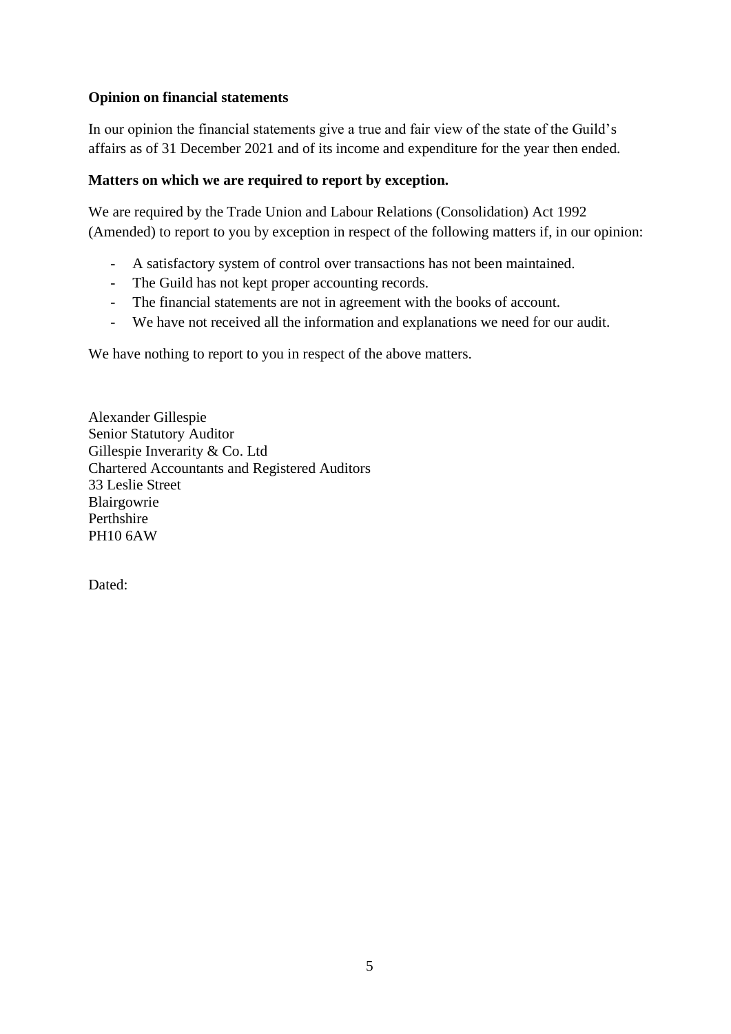**Opinion on financial statements**

In our opinion the financial statements give a true and fair view of the state of the Guild's affairs as of 31 December 2021 and of its income and expenditure for the year then ended.

**Matters on which we are required to report by exception.**

We are required by the Trade Union and Labour Relations (Consolidation) Act 1992 (Amended) to report to you by exception in respect of the following matters if, in our opinion:

- A satisfactory system of control over transactions has not been maintained.
- The Guild has not kept proper accounting records.
- The financial statements are not in agreement with the books of account.
- We have not received all the information and explanations we need for our audit.

We have nothing to report to you in respect of the above matters.

Alexander Gillespie
Senior Statutory Auditor
Gillespie Inverarity & Co. Ltd
Chartered Accountants and Registered Auditors
33 Leslie Street
Blairgowrie
Perthshire
PH10 6AW

Dated: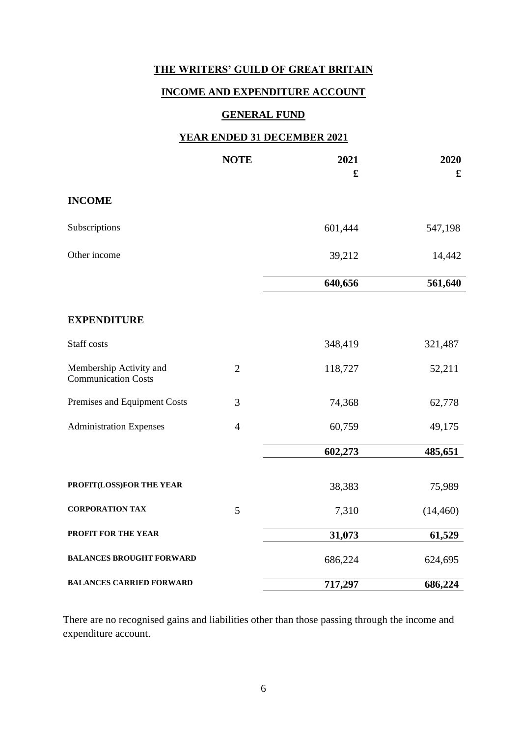# THE WRITERS' GUILD OF GREAT BRITAIN

## INCOME AND EXPENDITURE ACCOUNT

## GENERAL FUND

## YEAR ENDED 31 DECEMBER 2021

| | NOTE | 2021 £ | 2020 £ |
|---|---|---|---|
| **INCOME** | | | |
| Subscriptions | | 601,444 | 547,198 |
| Other income | | 39,212 | 14,442 |
| | | **640,656** | **561,640** |
| **EXPENDITURE** | | | |
| Staff costs | | 348,419 | 321,487 |
| Membership Activity and Communication Costs | 2 | 118,727 | 52,211 |
| Premises and Equipment Costs | 3 | 74,368 | 62,778 |
| Administration Expenses | 4 | 60,759 | 49,175 |
| | | **602,273** | **485,651** |
| **PROFIT(LOSS)FOR THE YEAR** | | 38,383 | 75,989 |
| **CORPORATION TAX** | 5 | 7,310 | (14,460) |
| **PROFIT FOR THE YEAR** | | **31,073** | **61,529** |
| **BALANCES BROUGHT FORWARD** | | 686,224 | 624,695 |
| **BALANCES CARRIED FORWARD** | | **717,297** | **686,224** |

There are no recognised gains and liabilities other than those passing through the income and expenditure account.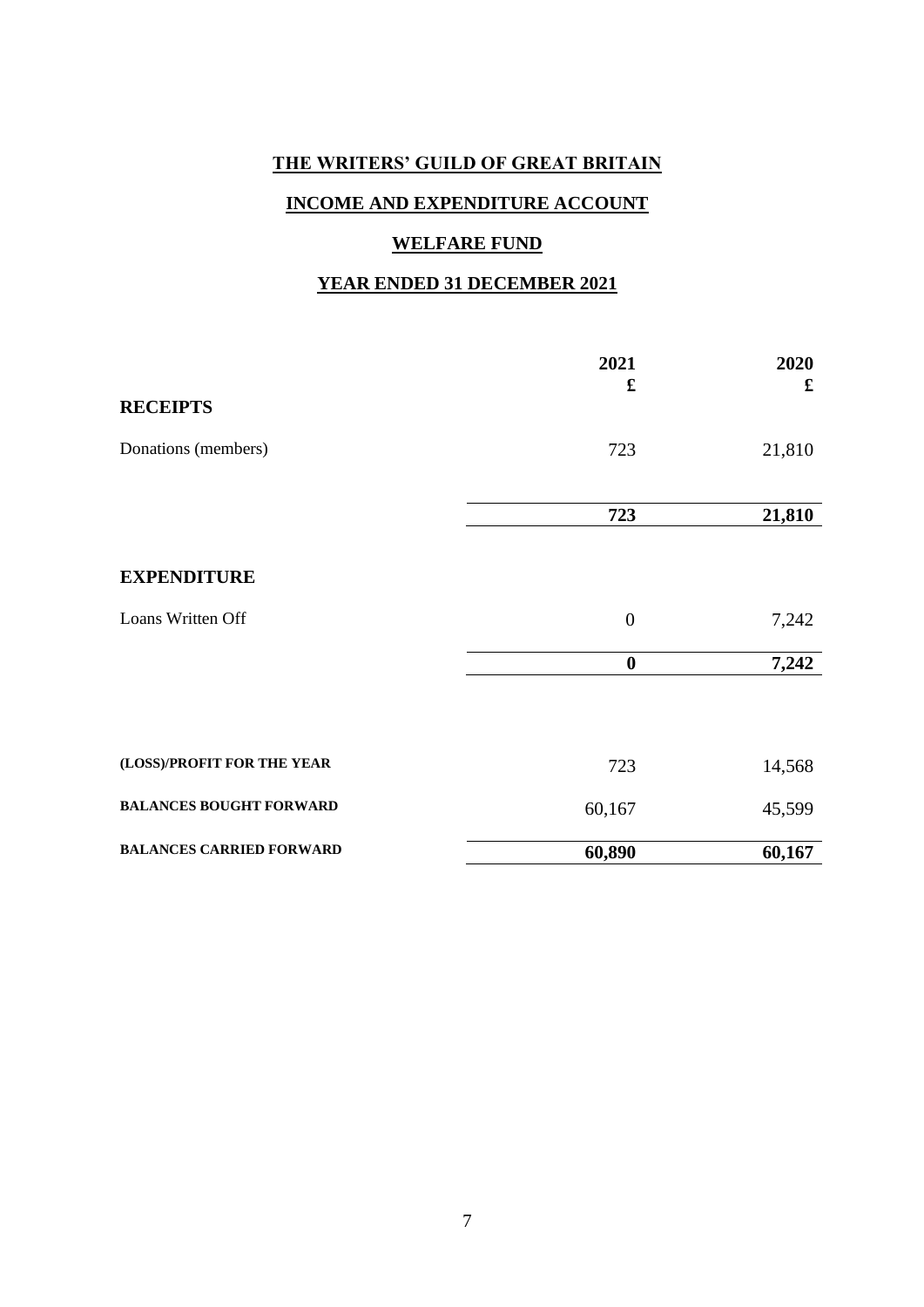# THE WRITERS' GUILD OF GREAT BRITAIN

## INCOME AND EXPENDITURE ACCOUNT

## WELFARE FUND

## YEAR ENDED 31 DECEMBER 2021

| | 2021<br>£ | 2020<br>£ |
|---|---|---|
| **RECEIPTS** | | |
| Donations (members) | 723 | 21,810 |
| | **723** | **21,810** |
| **EXPENDITURE** | | |
| Loans Written Off | 0 | 7,242 |
| | **0** | **7,242** |
| **(LOSS)/PROFIT FOR THE YEAR** | 723 | 14,568 |
| **BALANCES BOUGHT FORWARD** | 60,167 | 45,599 |
| **BALANCES CARRIED FORWARD** | **60,890** | **60,167** |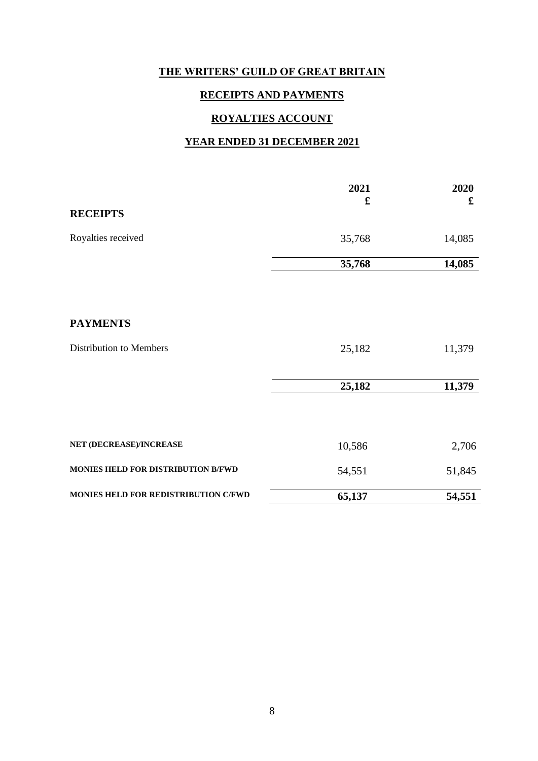# THE WRITERS' GUILD OF GREAT BRITAIN

## RECEIPTS AND PAYMENTS

## ROYALTIES ACCOUNT

## YEAR ENDED 31 DECEMBER 2021

| | 2021 £ | 2020 £ |
|---|---|---|
| **RECEIPTS** | | |
| Royalties received | 35,768 | 14,085 |
| | **35,768** | **14,085** |
| **PAYMENTS** | | |
| Distribution to Members | 25,182 | 11,379 |
| | **25,182** | **11,379** |
| **NET (DECREASE)/INCREASE** | 10,586 | 2,706 |
| **MONIES HELD FOR DISTRIBUTION B/FWD** | 54,551 | 51,845 |
| **MONIES HELD FOR REDISTRIBUTION C/FWD** | **65,137** | **54,551** |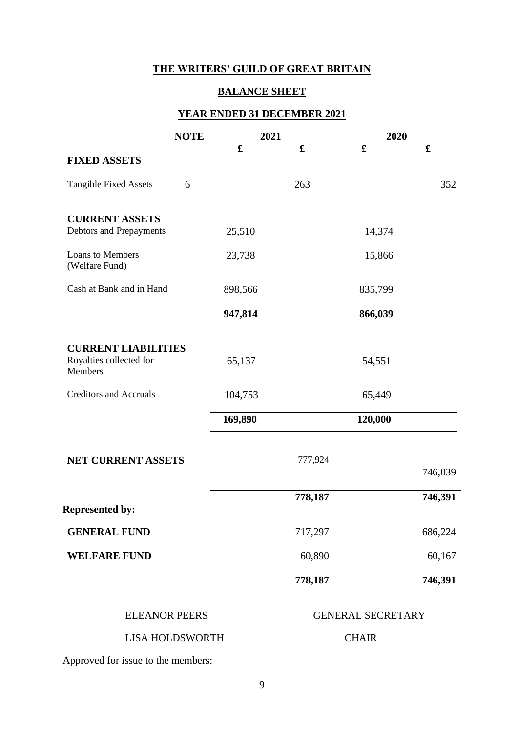# THE WRITERS' GUILD OF GREAT BRITAIN

## BALANCE SHEET

## YEAR ENDED 31 DECEMBER 2021

| | NOTE | 2021 | | 2020 | |
|---|---|---|---|---|---|
| | | £ | £ | £ | £ |
| **FIXED ASSETS** | | | | | |
| Tangible Fixed Assets | 6 | | 263 | | 352 |
| **CURRENT ASSETS** | | | | | |
| Debtors and Prepayments | | 25,510 | | 14,374 | |
| Loans to Members (Welfare Fund) | | 23,738 | | 15,866 | |
| Cash at Bank and in Hand | | 898,566 | | 835,799 | |
| | | **947,814** | | **866,039** | |
| **CURRENT LIABILITIES** | | | | | |
| Royalties collected for Members | | 65,137 | | 54,551 | |
| Creditors and Accruals | | 104,753 | | 65,449 | |
| | | **169,890** | | **120,000** | |
| **NET CURRENT ASSETS** | | | 777,924 | | 746,039 |
| | | | **778,187** | | **746,391** |
| **Represented by:** | | | | | |
| **GENERAL FUND** | | | 717,297 | | 686,224 |
| **WELFARE FUND** | | | 60,890 | | 60,167 |
| | | | **778,187** | | **746,391** |

ELEANOR PEERS — GENERAL SECRETARY

LISA HOLDSWORTH — CHAIR

Approved for issue to the members: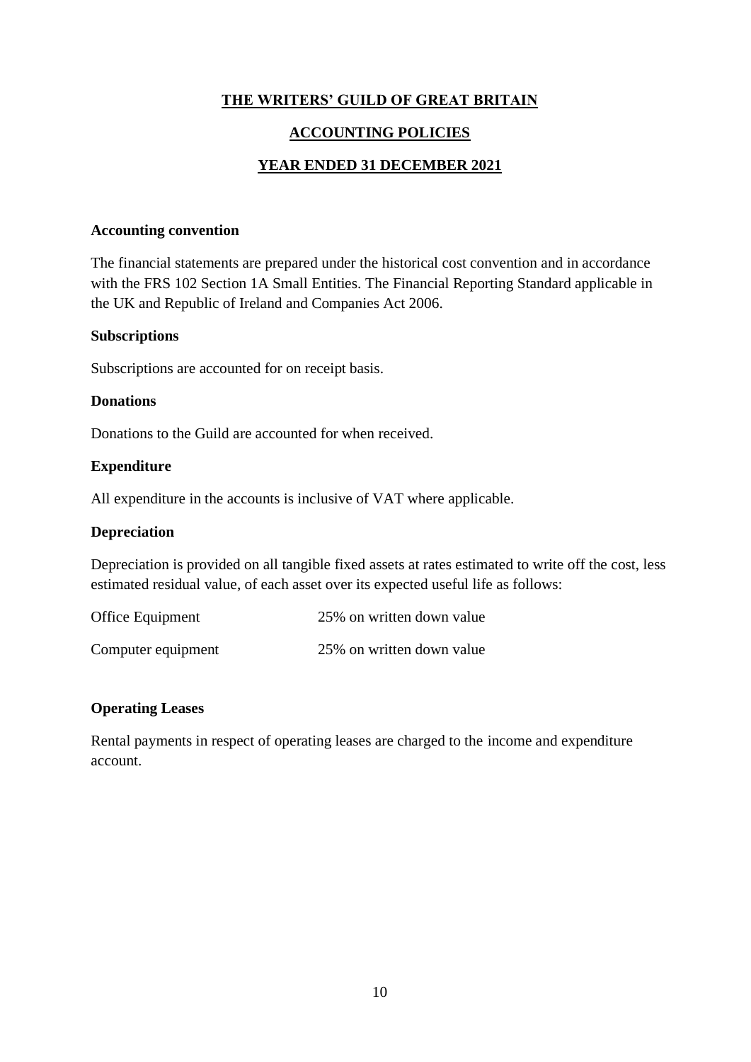# THE WRITERS' GUILD OF GREAT BRITAIN

## ACCOUNTING POLICIES

## YEAR ENDED 31 DECEMBER 2021

**Accounting convention**

The financial statements are prepared under the historical cost convention and in accordance with the FRS 102 Section 1A Small Entities. The Financial Reporting Standard applicable in the UK and Republic of Ireland and Companies Act 2006.

**Subscriptions**

Subscriptions are accounted for on receipt basis.

**Donations**

Donations to the Guild are accounted for when received.

**Expenditure**

All expenditure in the accounts is inclusive of VAT where applicable.

**Depreciation**

Depreciation is provided on all tangible fixed assets at rates estimated to write off the cost, less estimated residual value, of each asset over its expected useful life as follows:

| | |
|---|---|
| Office Equipment | 25% on written down value |
| Computer equipment | 25% on written down value |

**Operating Leases**

Rental payments in respect of operating leases are charged to the income and expenditure account.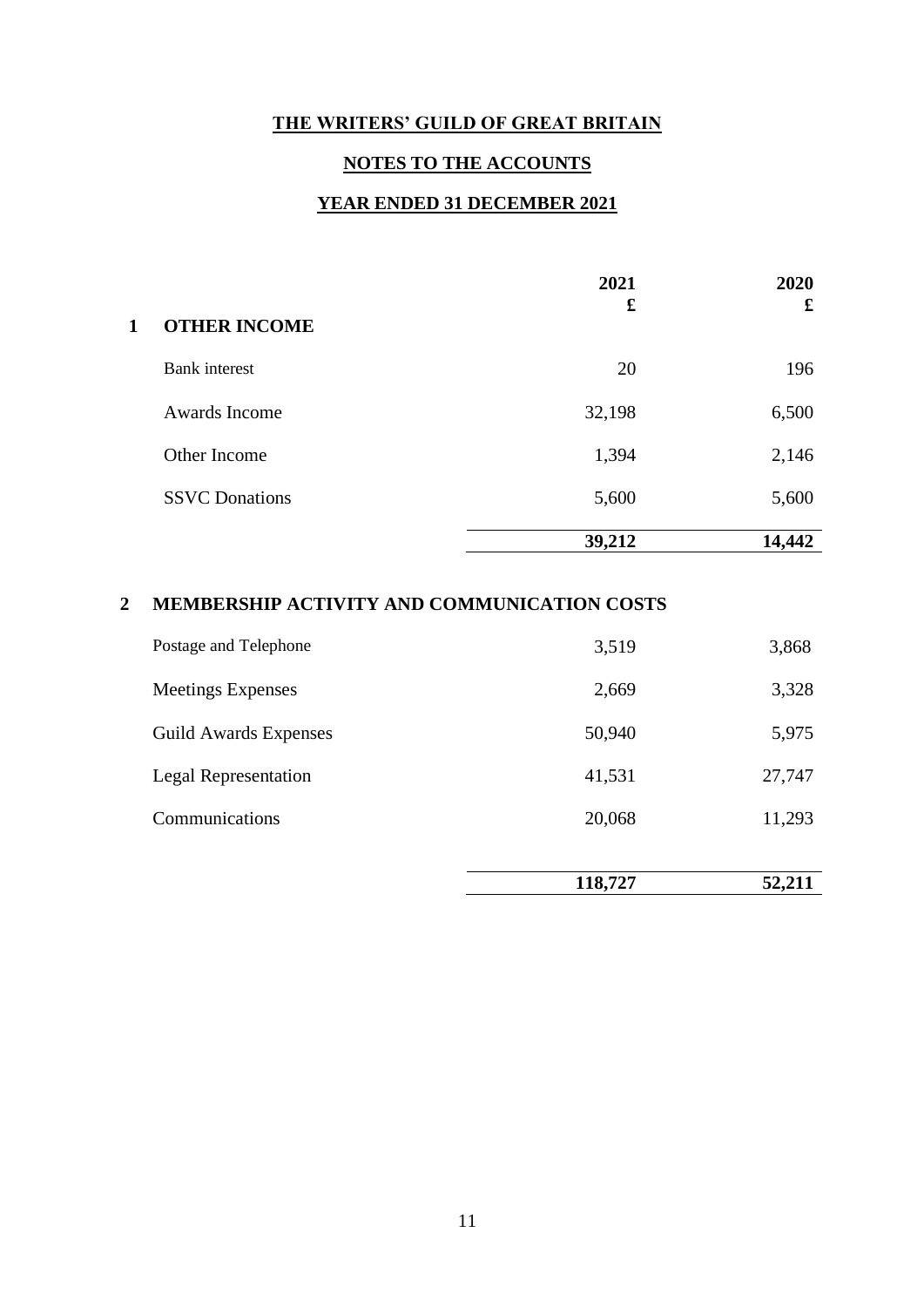# THE WRITERS' GUILD OF GREAT BRITAIN

## NOTES TO THE ACCOUNTS

## YEAR ENDED 31 DECEMBER 2021

| | | 2021<br>£ | 2020<br>£ |
|---|---|---|---|
| **1** | **OTHER INCOME** | | |
| | Bank interest | 20 | 196 |
| | Awards Income | 32,198 | 6,500 |
| | Other Income | 1,394 | 2,146 |
| | SSVC Donations | 5,600 | 5,600 |
| | | **39,212** | **14,442** |

| | | 2021<br>£ | 2020<br>£ |
|---|---|---|---|
| **2** | **MEMBERSHIP ACTIVITY AND COMMUNICATION COSTS** | | |
| | Postage and Telephone | 3,519 | 3,868 |
| | Meetings Expenses | 2,669 | 3,328 |
| | Guild Awards Expenses | 50,940 | 5,975 |
| | Legal Representation | 41,531 | 27,747 |
| | Communications | 20,068 | 11,293 |
| | | **118,727** | **52,211** |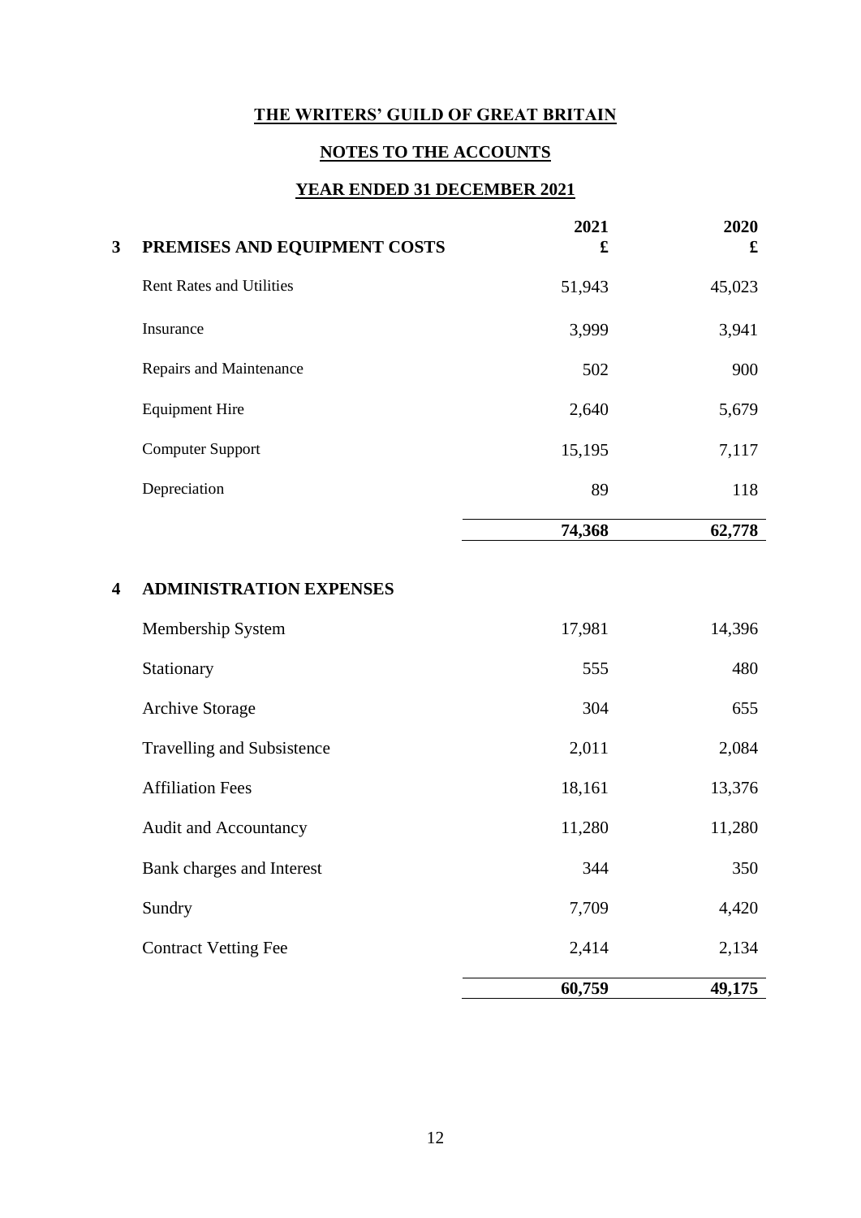# THE WRITERS' GUILD OF GREAT BRITAIN

## NOTES TO THE ACCOUNTS

## YEAR ENDED 31 DECEMBER 2021

| | | 2021 £ | 2020 £ |
|---|---|---|---|
| **3** | **PREMISES AND EQUIPMENT COSTS** | | |
| | Rent Rates and Utilities | 51,943 | 45,023 |
| | Insurance | 3,999 | 3,941 |
| | Repairs and Maintenance | 502 | 900 |
| | Equipment Hire | 2,640 | 5,679 |
| | Computer Support | 15,195 | 7,117 |
| | Depreciation | 89 | 118 |
| | | **74,368** | **62,778** |

| | | 2021 £ | 2020 £ |
|---|---|---|---|
| **4** | **ADMINISTRATION EXPENSES** | | |
| | Membership System | 17,981 | 14,396 |
| | Stationary | 555 | 480 |
| | Archive Storage | 304 | 655 |
| | Travelling and Subsistence | 2,011 | 2,084 |
| | Affiliation Fees | 18,161 | 13,376 |
| | Audit and Accountancy | 11,280 | 11,280 |
| | Bank charges and Interest | 344 | 350 |
| | Sundry | 7,709 | 4,420 |
| | Contract Vetting Fee | 2,414 | 2,134 |
| | | **60,759** | **49,175** |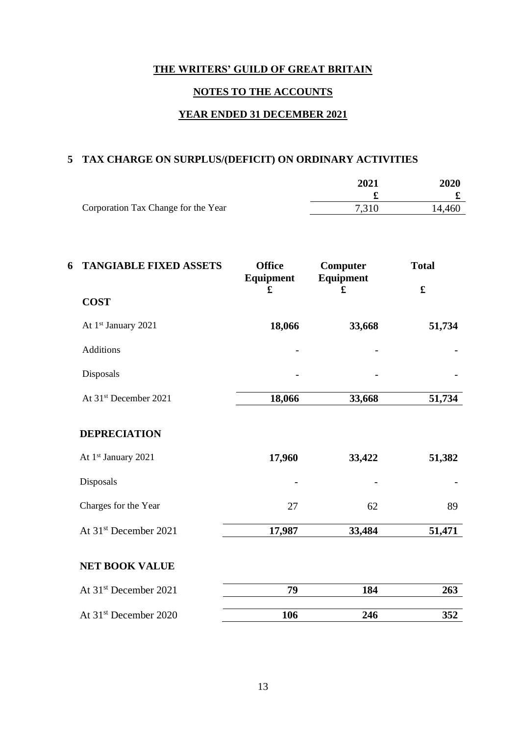# THE WRITERS' GUILD OF GREAT BRITAIN

## NOTES TO THE ACCOUNTS

## YEAR ENDED 31 DECEMBER 2021

### 5 TAX CHARGE ON SURPLUS/(DEFICIT) ON ORDINARY ACTIVITIES

| | 2021 | 2020 |
|---|---|---|
| | £ | £ |
| Corporation Tax Change for the Year | 7,310 | 14,460 |

### 6 TANGIABLE FIXED ASSETS

| | Office Equipment | Computer Equipment | Total |
|---|---|---|---|
| | £ | £ | £ |
| **COST** | | | |
| At 1st January 2021 | **18,066** | **33,668** | **51,734** |
| Additions | - | - | - |
| Disposals | - | - | - |
| At 31st December 2021 | **18,066** | **33,668** | **51,734** |
| **DEPRECIATION** | | | |
| At 1st January 2021 | **17,960** | **33,422** | **51,382** |
| Disposals | - | - | - |
| Charges for the Year | 27 | 62 | 89 |
| At 31st December 2021 | **17,987** | **33,484** | **51,471** |
| **NET BOOK VALUE** | | | |
| At 31st December 2021 | **79** | **184** | **263** |
| At 31st December 2020 | **106** | **246** | **352** |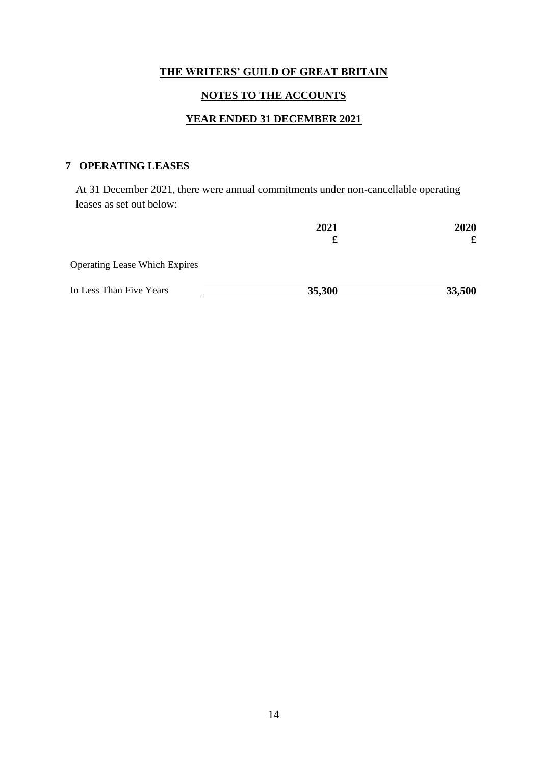**THE WRITERS' GUILD OF GREAT BRITAIN**

**NOTES TO THE ACCOUNTS**

**YEAR ENDED 31 DECEMBER 2021**

## 7 OPERATING LEASES

At 31 December 2021, there were annual commitments under non-cancellable operating leases as set out below:

| | 2021<br>£ | 2020<br>£ |
|---|---|---|
| Operating Lease Which Expires | | |
| In Less Than Five Years | **35,300** | **33,500** |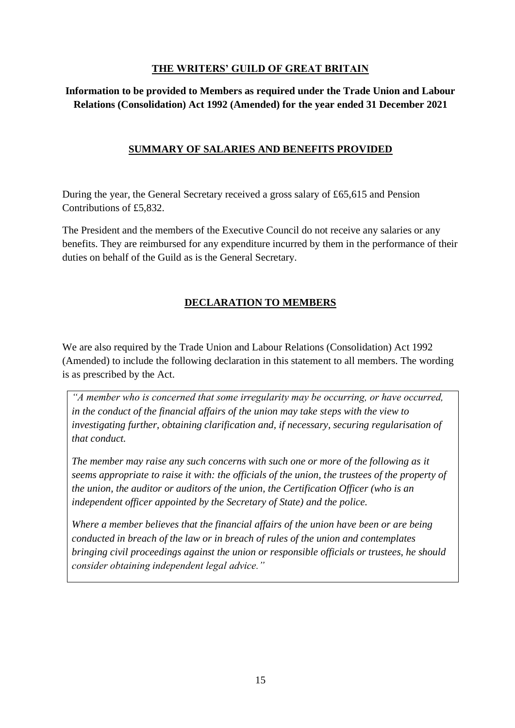# THE WRITERS' GUILD OF GREAT BRITAIN

**Information to be provided to Members as required under the Trade Union and Labour Relations (Consolidation) Act 1992 (Amended) for the year ended 31 December 2021**

## SUMMARY OF SALARIES AND BENEFITS PROVIDED

During the year, the General Secretary received a gross salary of £65,615 and Pension Contributions of £5,832.

The President and the members of the Executive Council do not receive any salaries or any benefits. They are reimbursed for any expenditure incurred by them in the performance of their duties on behalf of the Guild as is the General Secretary.

## DECLARATION TO MEMBERS

We are also required by the Trade Union and Labour Relations (Consolidation) Act 1992 (Amended) to include the following declaration in this statement to all members. The wording is as prescribed by the Act.

> *"A member who is concerned that some irregularity may be occurring, or have occurred, in the conduct of the financial affairs of the union may take steps with the view to investigating further, obtaining clarification and, if necessary, securing regularisation of that conduct.*
>
> *The member may raise any such concerns with such one or more of the following as it seems appropriate to raise it with: the officials of the union, the trustees of the property of the union, the auditor or auditors of the union, the Certification Officer (who is an independent officer appointed by the Secretary of State) and the police.*
>
> *Where a member believes that the financial affairs of the union have been or are being conducted in breach of the law or in breach of rules of the union and contemplates bringing civil proceedings against the union or responsible officials or trustees, he should consider obtaining independent legal advice."*